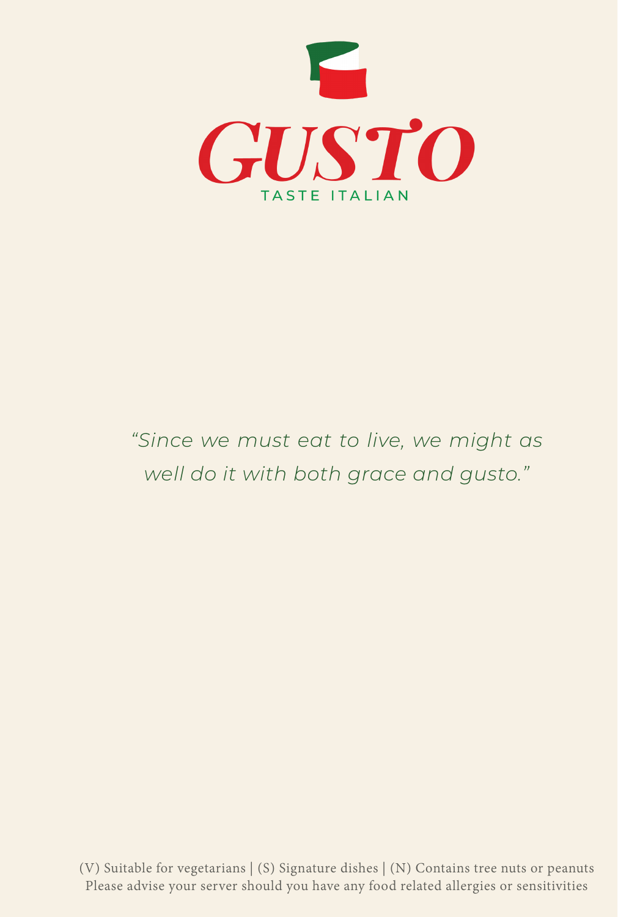# GUSTO

TASTE ITALIAN

*"Since we must eat to live, we might as well do it with both grace and gusto."*

(V) Suitable for vegetarians | (S) Signature dishes | (N) Contains tree nuts or peanuts
Please advise your server should you have any food related allergies or sensitivities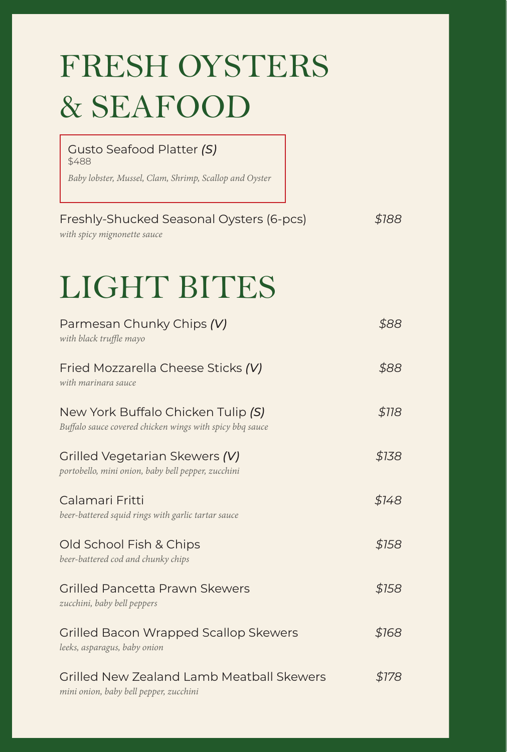# FRESH OYSTERS & SEAFOOD

Gusto Seafood Platter ***(S)***
$488
*Baby lobster, Mussel, Clam, Shrimp, Scallop and Oyster*

Freshly-Shucked Seasonal Oysters (6-pcs) *$188*
*with spicy mignonette sauce*

# LIGHT BITES

Parmesan Chunky Chips ***(V)*** *$88*
*with black truffle mayo*

Fried Mozzarella Cheese Sticks ***(V)*** *$88*
*with marinara sauce*

New York Buffalo Chicken Tulip ***(S)*** *$118*
*Buffalo sauce covered chicken wings with spicy bbq sauce*

Grilled Vegetarian Skewers ***(V)*** *$138*
*portobello, mini onion, baby bell pepper, zucchini*

Calamari Fritti *$148*
*beer-battered squid rings with garlic tartar sauce*

Old School Fish & Chips *$158*
*beer-battered cod and chunky chips*

Grilled Pancetta Prawn Skewers *$158*
*zucchini, baby bell peppers*

Grilled Bacon Wrapped Scallop Skewers *$168*
*leeks, asparagus, baby onion*

Grilled New Zealand Lamb Meatball Skewers *$178*
*mini onion, baby bell pepper, zucchini*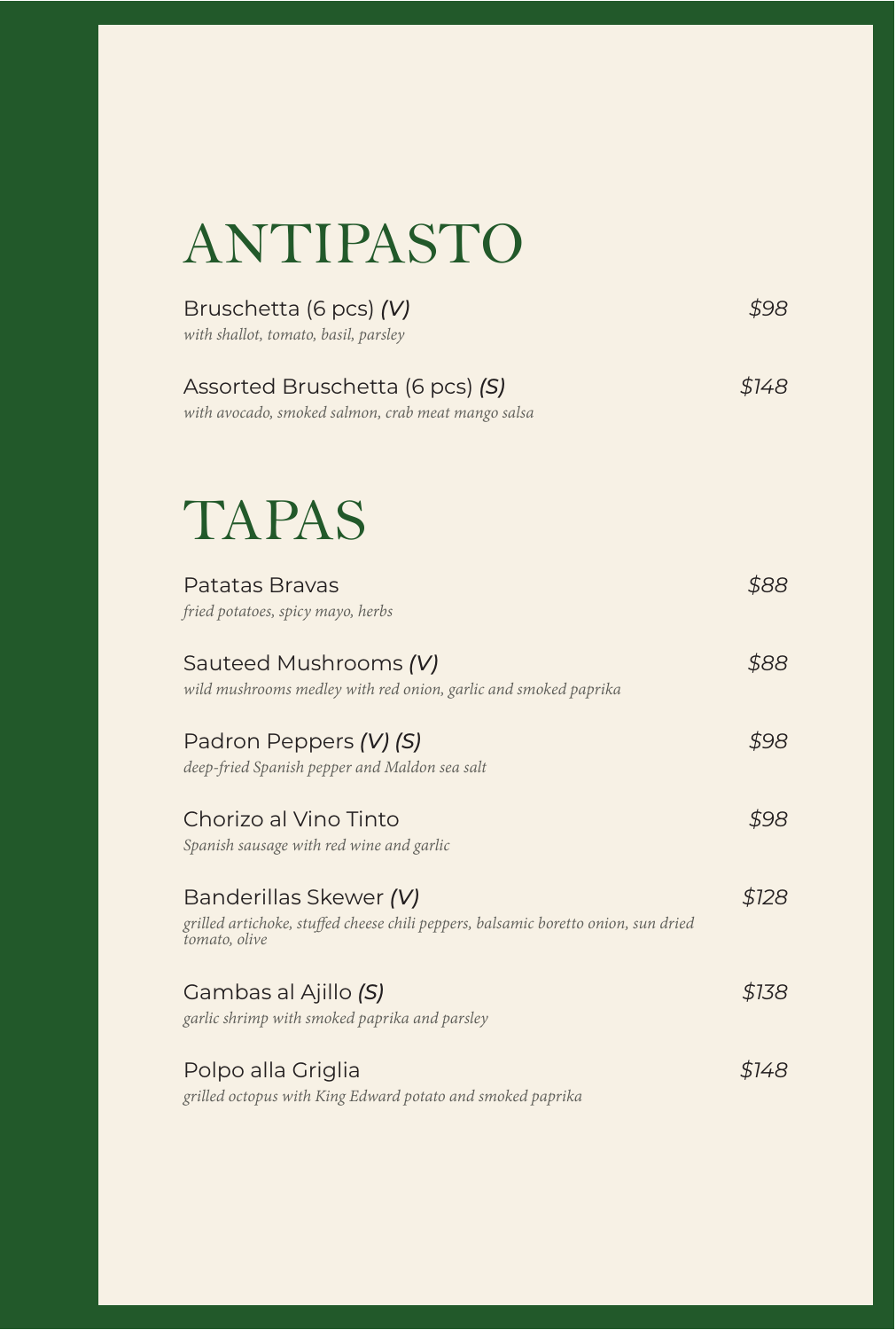# ANTIPASTO

Bruschetta (6 pcs) ***(V)*** *$98*
*with shallot, tomato, basil, parsley*

Assorted Bruschetta (6 pcs) ***(S)*** *$148*
*with avocado, smoked salmon, crab meat mango salsa*

# TAPAS

Patatas Bravas *$88*
*fried potatoes, spicy mayo, herbs*

Sauteed Mushrooms ***(V)*** *$88*
*wild mushrooms medley with red onion, garlic and smoked paprika*

Padron Peppers ***(V) (S)*** *$98*
*deep-fried Spanish pepper and Maldon sea salt*

Chorizo al Vino Tinto *$98*
*Spanish sausage with red wine and garlic*

Banderillas Skewer ***(V)*** *$128*
*grilled artichoke, stuffed cheese chili peppers, balsamic boretto onion, sun dried tomato, olive*

Gambas al Ajillo ***(S)*** *$138*
*garlic shrimp with smoked paprika and parsley*

Polpo alla Griglia *$148*
*grilled octopus with King Edward potato and smoked paprika*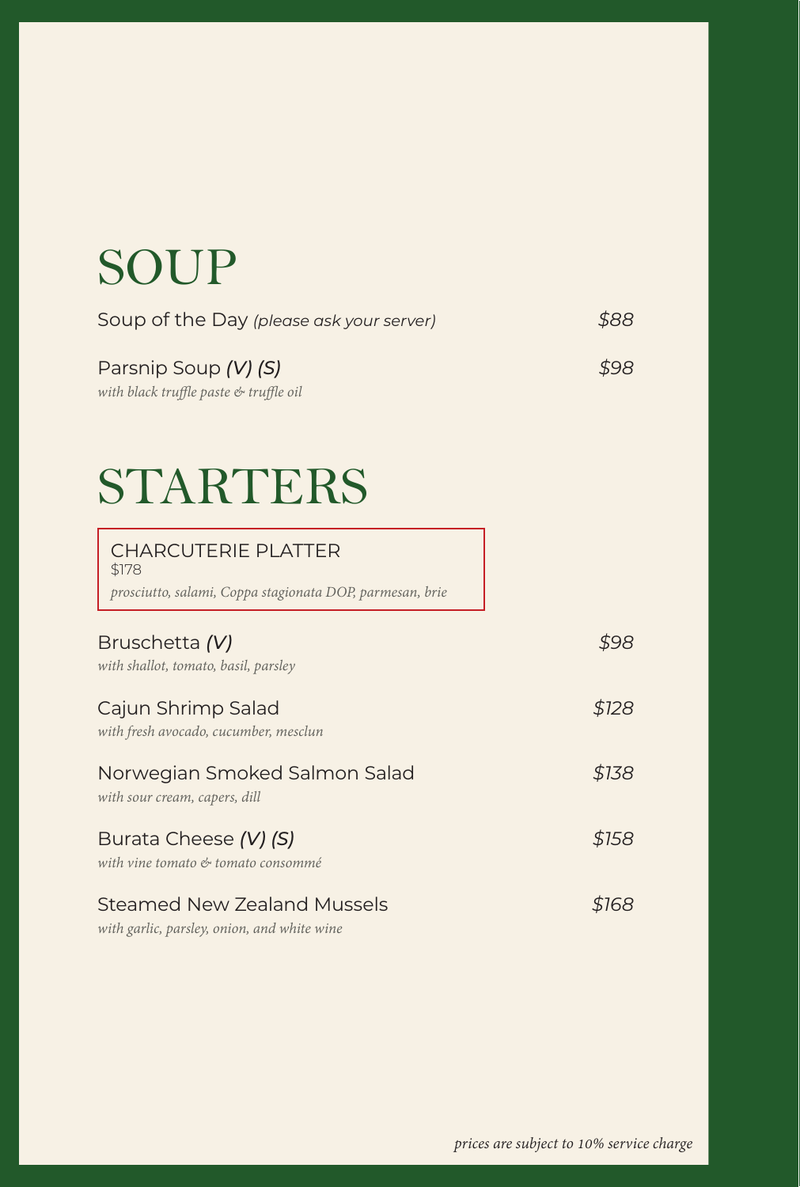# SOUP

Soup of the Day *(please ask your server)* *$88*

Parsnip Soup ***(V) (S)*** *$98*
*with black truffle paste & truffle oil*

# STARTERS

CHARCUTERIE PLATTER
$178
*prosciutto, salami, Coppa stagionata DOP, parmesan, brie*

Bruschetta ***(V)*** *$98*
*with shallot, tomato, basil, parsley*

Cajun Shrimp Salad *$128*
*with fresh avocado, cucumber, mesclun*

Norwegian Smoked Salmon Salad *$138*
*with sour cream, capers, dill*

Burata Cheese ***(V) (S)*** *$158*
*with vine tomato & tomato consommé*

Steamed New Zealand Mussels *$168*
*with garlic, parsley, onion, and white wine*

*prices are subject to 10% service charge*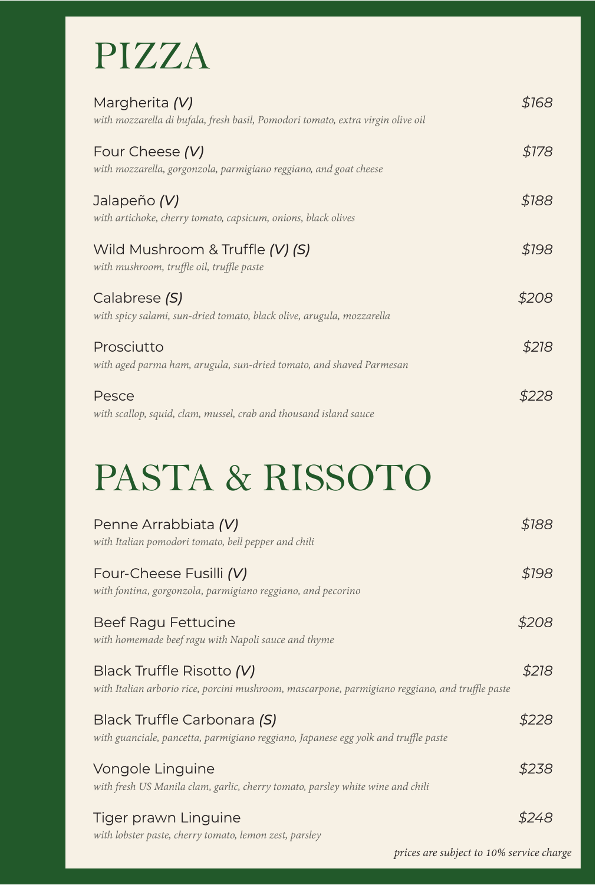# PIZZA

Margherita *(V)* *$168*
*with mozzarella di bufala, fresh basil, Pomodori tomato, extra virgin olive oil*

Four Cheese *(V)* *$178*
*with mozzarella, gorgonzola, parmigiano reggiano, and goat cheese*

Jalapeño *(V)* *$188*
*with artichoke, cherry tomato, capsicum, onions, black olives*

Wild Mushroom & Truffle *(V) (S)* *$198*
*with mushroom, truffle oil, truffle paste*

Calabrese *(S)* *$208*
*with spicy salami, sun-dried tomato, black olive, arugula, mozzarella*

Prosciutto *$218*
*with aged parma ham, arugula, sun-dried tomato, and shaved Parmesan*

Pesce *$228*
*with scallop, squid, clam, mussel, crab and thousand island sauce*

# PASTA & RISSOTO

Penne Arrabbiata *(V)* *$188*
*with Italian pomodori tomato, bell pepper and chili*

Four-Cheese Fusilli *(V)* *$198*
*with fontina, gorgonzola, parmigiano reggiano, and pecorino*

Beef Ragu Fettucine *$208*
*with homemade beef ragu with Napoli sauce and thyme*

Black Truffle Risotto *(V)* *$218*
*with Italian arborio rice, porcini mushroom, mascarpone, parmigiano reggiano, and truffle paste*

Black Truffle Carbonara *(S)* *$228*
*with guanciale, pancetta, parmigiano reggiano, Japanese egg yolk and truffle paste*

Vongole Linguine *$238*
*with fresh US Manila clam, garlic, cherry tomato, parsley white wine and chili*

Tiger prawn Linguine *$248*
*with lobster paste, cherry tomato, lemon zest, parsley*

*prices are subject to 10% service charge*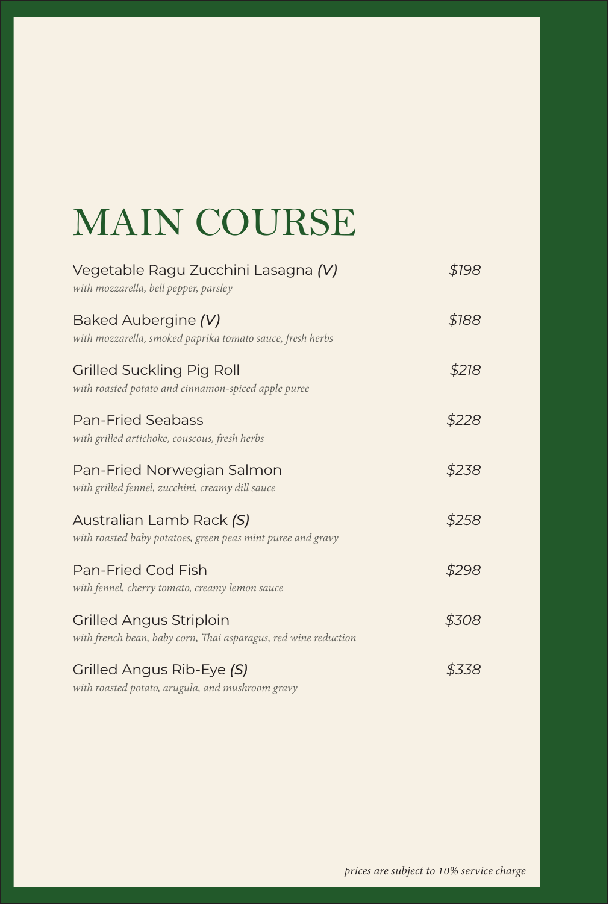# MAIN COURSE

Vegetable Ragu Zucchini Lasagna ***(V)*** *$198*
*with mozzarella, bell pepper, parsley*

Baked Aubergine ***(V)*** *$188*
*with mozzarella, smoked paprika tomato sauce, fresh herbs*

Grilled Suckling Pig Roll *$218*
*with roasted potato and cinnamon-spiced apple puree*

Pan-Fried Seabass *$228*
*with grilled artichoke, couscous, fresh herbs*

Pan-Fried Norwegian Salmon *$238*
*with grilled fennel, zucchini, creamy dill sauce*

Australian Lamb Rack ***(S)*** *$258*
*with roasted baby potatoes, green peas mint puree and gravy*

Pan-Fried Cod Fish *$298*
*with fennel, cherry tomato, creamy lemon sauce*

Grilled Angus Striploin *$308*
*with french bean, baby corn, Thai asparagus, red wine reduction*

Grilled Angus Rib-Eye ***(S)*** *$338*
*with roasted potato, arugula, and mushroom gravy*

*prices are subject to 10% service charge*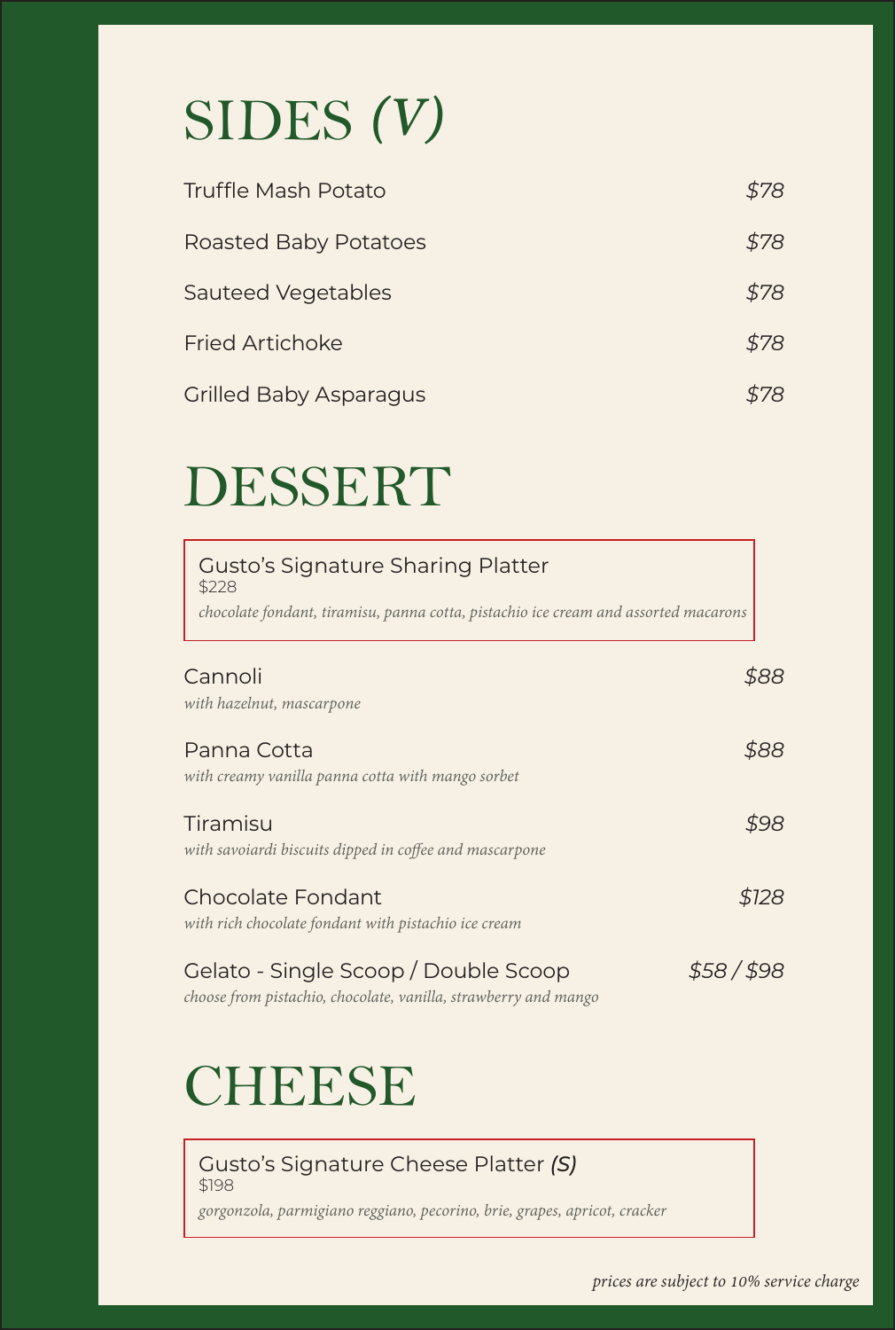# SIDES *(V)*

Truffle Mash Potato *$78*

Roasted Baby Potatoes *$78*

Sauteed Vegetables *$78*

Fried Artichoke *$78*

Grilled Baby Asparagus *$78*

# DESSERT

Gusto's Signature Sharing Platter
$228
*chocolate fondant, tiramisu, panna cotta, pistachio ice cream and assorted macarons*

Cannoli *$88*
*with hazelnut, mascarpone*

Panna Cotta *$88*
*with creamy vanilla panna cotta with mango sorbet*

Tiramisu *$98*
*with savoiardi biscuits dipped in coffee and mascarpone*

Chocolate Fondant *$128*
*with rich chocolate fondant with pistachio ice cream*

Gelato - Single Scoop / Double Scoop *$58 / $98*
*choose from pistachio, chocolate, vanilla, strawberry and mango*

# CHEESE

Gusto's Signature Cheese Platter ***(S)***
$198
*gorgonzola, parmigiano reggiano, pecorino, brie, grapes, apricot, cracker*

*prices are subject to 10% service charge*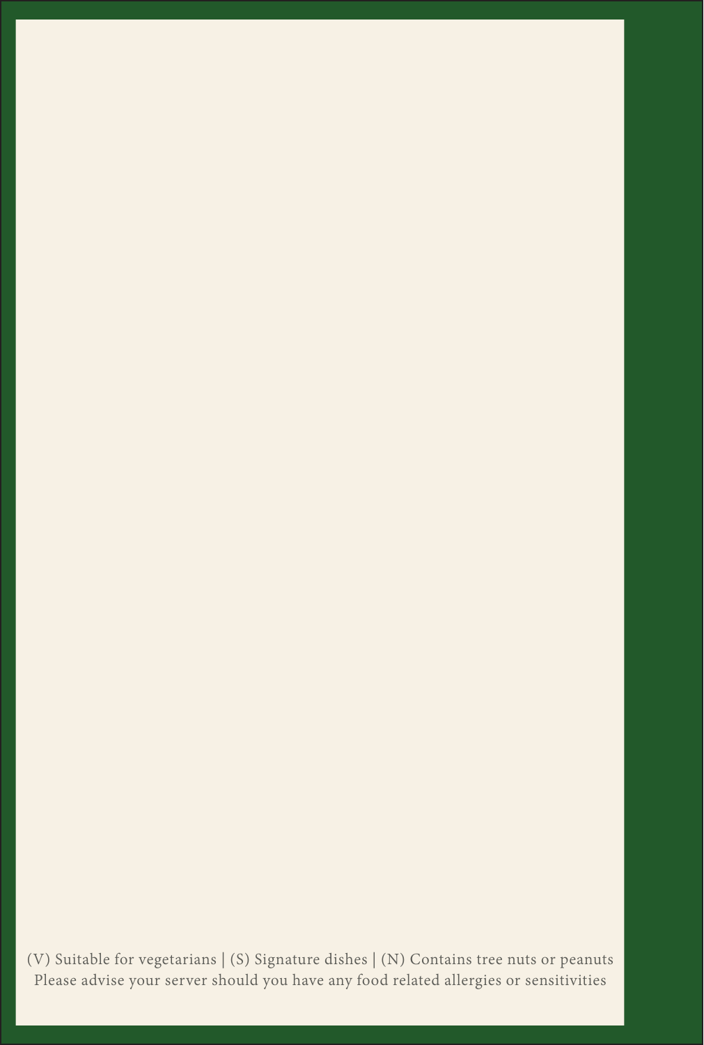(V) Suitable for vegetarians | (S) Signature dishes | (N) Contains tree nuts or peanuts
Please advise your server should you have any food related allergies or sensitivities